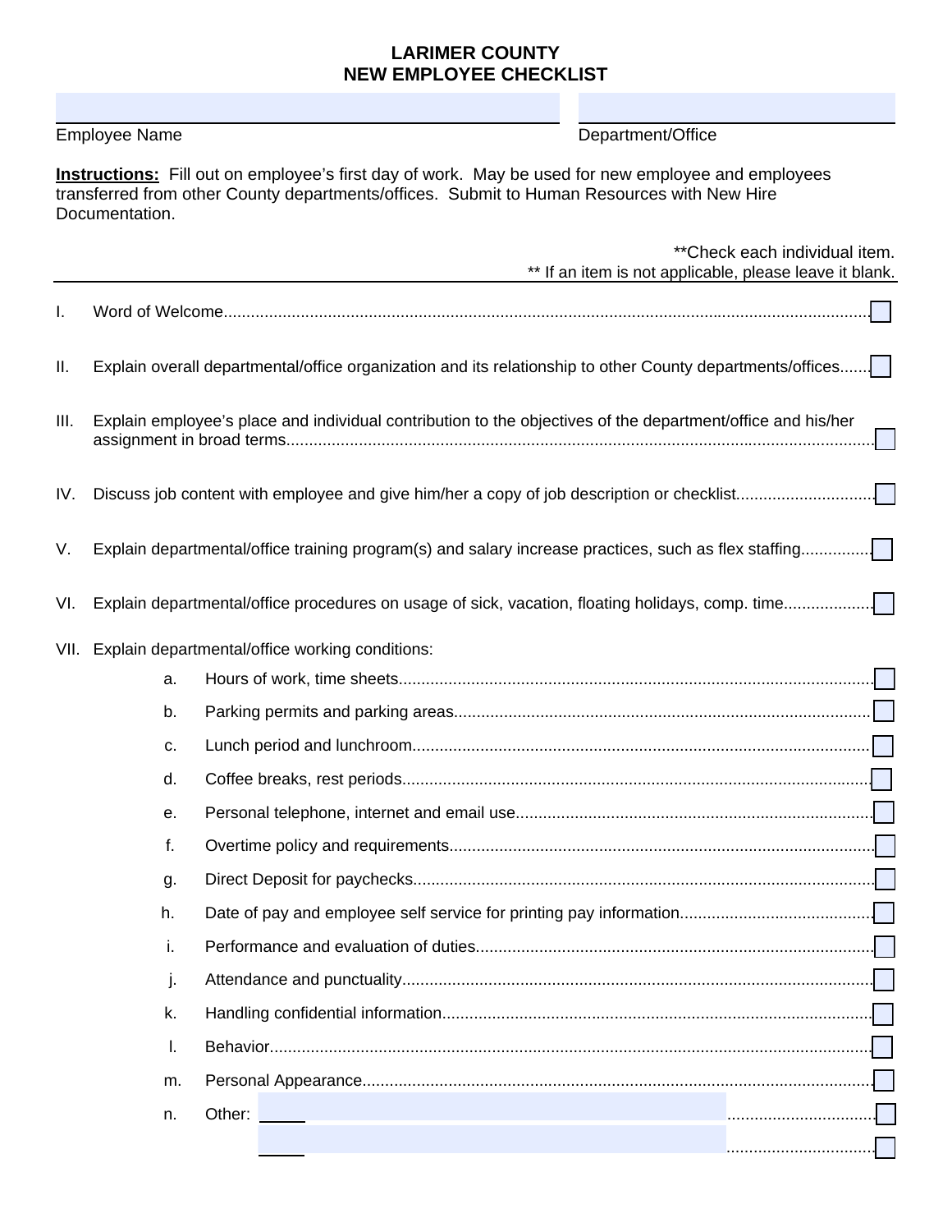# LARIMER COUNTY
# NEW EMPLOYEE CHECKLIST

Employee Name: ____________________ Department/Office: ____________________

**Instructions:** Fill out on employee's first day of work. May be used for new employee and employees transferred from other County departments/offices. Submit to Human Resources with New Hire Documentation.

**Check each individual item.
** If an item is not applicable, please leave it blank.

I. Word of Welcome ☐

II. Explain overall departmental/office organization and its relationship to other County departments/offices ☐

III. Explain employee's place and individual contribution to the objectives of the department/office and his/her assignment in broad terms ☐

IV. Discuss job content with employee and give him/her a copy of job description or checklist ☐

V. Explain departmental/office training program(s) and salary increase practices, such as flex staffing ☐

VI. Explain departmental/office procedures on usage of sick, vacation, floating holidays, comp. time ☐

VII. Explain departmental/office working conditions:

a. Hours of work, time sheets ☐

b. Parking permits and parking areas ☐

c. Lunch period and lunchroom ☐

d. Coffee breaks, rest periods ☐

e. Personal telephone, internet and email use ☐

f. Overtime policy and requirements ☐

g. Direct Deposit for paychecks ☐

h. Date of pay and employee self service for printing pay information ☐

i. Performance and evaluation of duties ☐

j. Attendance and punctuality ☐

k. Handling confidential information ☐

l. Behavior ☐

m. Personal Appearance ☐

n. Other: ____________________ ☐

____________________ ☐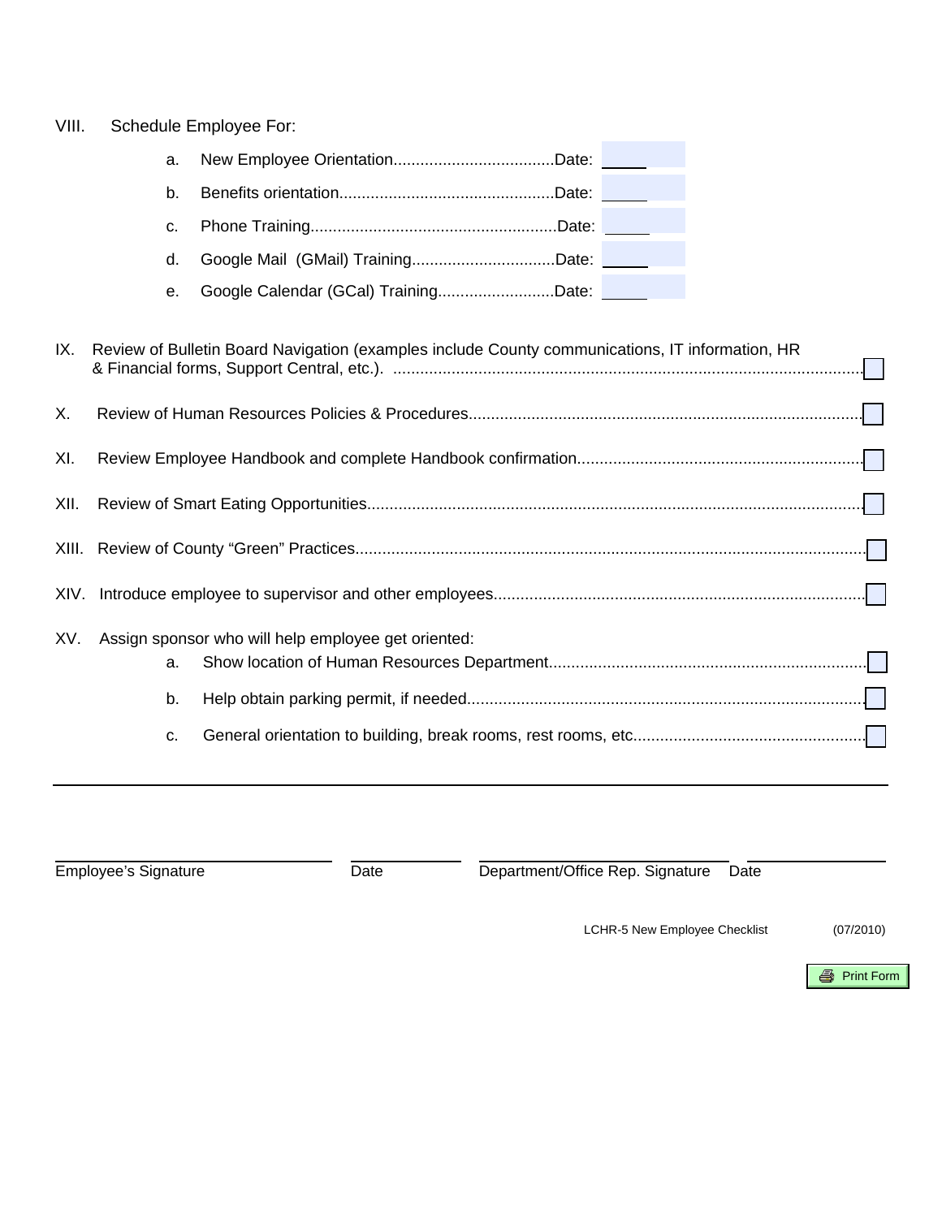VIII. Schedule Employee For:

a. New Employee Orientation....................................Date: _____

b. Benefits orientation................................................Date: _____

c. Phone Training.......................................................Date: _____

d. Google Mail (GMail) Training................................Date: _____

e. Google Calendar (GCal) Training..........................Date: _____

IX. Review of Bulletin Board Navigation (examples include County communications, IT information, HR & Financial forms, Support Central, etc.). ......................................................................................................... ☐

X. Review of Human Resources Policies & Procedures........................................................................................ ☐

XI. Review Employee Handbook and complete Handbook confirmation................................................................ ☐

XII. Review of Smart Eating Opportunities.............................................................................................................. ☐

XIII. Review of County "Green" Practices.................................................................................................................. ☐

XIV. Introduce employee to supervisor and other employees................................................................................... ☐

XV. Assign sponsor who will help employee get oriented:

a. Show location of Human Resources Department....................................................................... ☐

b. Help obtain parking permit, if needed......................................................................................... ☐

c. General orientation to building, break rooms, rest rooms, etc.................................................... ☐

---

| Employee's Signature | Date | Department/Office Rep. Signature | Date |
|---|---|---|---|
| | | | |

LCHR-5 New Employee Checklist (07/2010)

Print Form